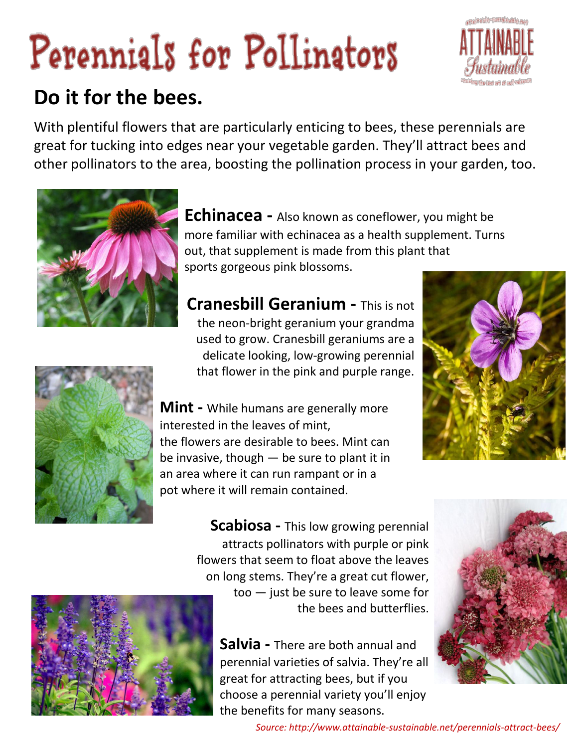# Perennials for Pollinators

## Do it for the bees.

With plentiful flowers that are particularly enticing to bees, these perennials are great for tucking into edges near your vegetable garden. They'll attract bees and other pollinators to the area, boosting the pollination process in your garden, too.

**Echinacea -** Also known as coneflower, you might be more familiar with echinacea as a health supplement. Turns out, that supplement is made from this plant that sports gorgeous pink blossoms.

**Cranesbill Geranium -** This is not the neon-bright geranium your grandma used to grow. Cranesbill geraniums are a delicate looking, low-growing perennial that flower in the pink and purple range.

**Mint -** While humans are generally more interested in the leaves of mint, the flowers are desirable to bees. Mint can be invasive, though — be sure to plant it in an area where it can run rampant or in a pot where it will remain contained.

**Scabiosa -** This low growing perennial attracts pollinators with purple or pink flowers that seem to float above the leaves on long stems. They're a great cut flower, too — just be sure to leave some for the bees and butterflies.

**Salvia -** There are both annual and perennial varieties of salvia. They're all great for attracting bees, but if you choose a perennial variety you'll enjoy the benefits for many seasons.

*Source: http://www.attainable-sustainable.net/perennials-attract-bees/*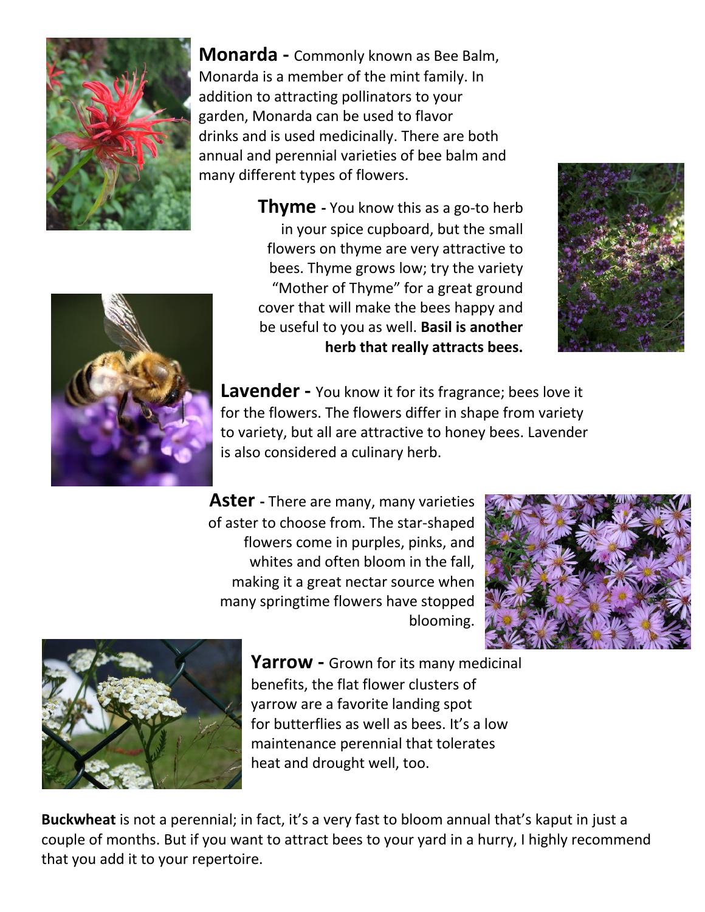**Monarda -** Commonly known as Bee Balm, Monarda is a member of the mint family. In addition to attracting pollinators to your garden, Monarda can be used to flavor drinks and is used medicinally. There are both annual and perennial varieties of bee balm and many different types of flowers.

**Thyme -** You know this as a go-to herb in your spice cupboard, but the small flowers on thyme are very attractive to bees. Thyme grows low; try the variety "Mother of Thyme" for a great ground cover that will make the bees happy and be useful to you as well. **Basil is another herb that really attracts bees.**

**Lavender -** You know it for its fragrance; bees love it for the flowers. The flowers differ in shape from variety to variety, but all are attractive to honey bees. Lavender is also considered a culinary herb.

**Aster -** There are many, many varieties of aster to choose from. The star-shaped flowers come in purples, pinks, and whites and often bloom in the fall, making it a great nectar source when many springtime flowers have stopped blooming.

**Yarrow -** Grown for its many medicinal benefits, the flat flower clusters of yarrow are a favorite landing spot for butterflies as well as bees. It's a low maintenance perennial that tolerates heat and drought well, too.

**Buckwheat** is not a perennial; in fact, it's a very fast to bloom annual that's kaput in just a couple of months. But if you want to attract bees to your yard in a hurry, I highly recommend that you add it to your repertoire.